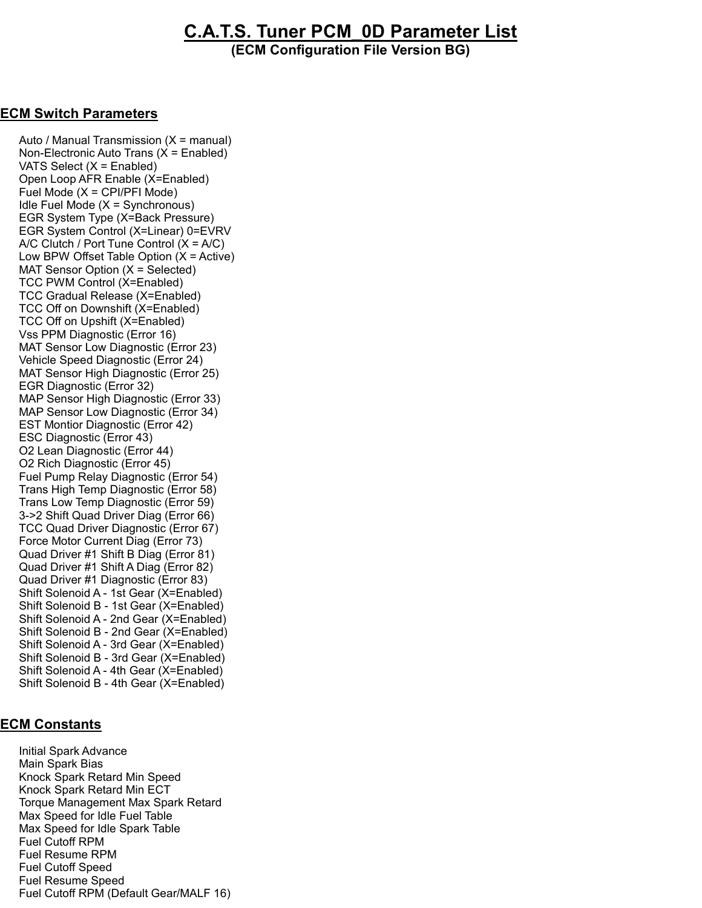# C.A.T.S. Tuner PCM_0D Parameter List

**(ECM Configuration File Version BG)**

## ECM Switch Parameters

- Auto / Manual Transmission (X = manual)
- Non-Electronic Auto Trans (X = Enabled)
- VATS Select (X = Enabled)
- Open Loop AFR Enable (X=Enabled)
- Fuel Mode (X = CPI/PFI Mode)
- Idle Fuel Mode (X = Synchronous)
- EGR System Type (X=Back Pressure)
- EGR System Control (X=Linear) 0=EVRV
- A/C Clutch / Port Tune Control (X = A/C)
- Low BPW Offset Table Option (X = Active)
- MAT Sensor Option (X = Selected)
- TCC PWM Control (X=Enabled)
- TCC Gradual Release (X=Enabled)
- TCC Off on Downshift (X=Enabled)
- TCC Off on Upshift (X=Enabled)
- Vss PPM Diagnostic (Error 16)
- MAT Sensor Low Diagnostic (Error 23)
- Vehicle Speed Diagnostic (Error 24)
- MAT Sensor High Diagnostic (Error 25)
- EGR Diagnostic (Error 32)
- MAP Sensor High Diagnostic (Error 33)
- MAP Sensor Low Diagnostic (Error 34)
- EST Montior Diagnostic (Error 42)
- ESC Diagnostic (Error 43)
- O2 Lean Diagnostic (Error 44)
- O2 Rich Diagnostic (Error 45)
- Fuel Pump Relay Diagnostic (Error 54)
- Trans High Temp Diagnostic (Error 58)
- Trans Low Temp Diagnostic (Error 59)
- 3->2 Shift Quad Driver Diag (Error 66)
- TCC Quad Driver Diagnostic (Error 67)
- Force Motor Current Diag (Error 73)
- Quad Driver #1 Shift B Diag (Error 81)
- Quad Driver #1 Shift A Diag (Error 82)
- Quad Driver #1 Diagnostic (Error 83)
- Shift Solenoid A - 1st Gear (X=Enabled)
- Shift Solenoid B - 1st Gear (X=Enabled)
- Shift Solenoid A - 2nd Gear (X=Enabled)
- Shift Solenoid B - 2nd Gear (X=Enabled)
- Shift Solenoid A - 3rd Gear (X=Enabled)
- Shift Solenoid B - 3rd Gear (X=Enabled)
- Shift Solenoid A - 4th Gear (X=Enabled)
- Shift Solenoid B - 4th Gear (X=Enabled)

## ECM Constants

- Initial Spark Advance
- Main Spark Bias
- Knock Spark Retard Min Speed
- Knock Spark Retard Min ECT
- Torque Management Max Spark Retard
- Max Speed for Idle Fuel Table
- Max Speed for Idle Spark Table
- Fuel Cutoff RPM
- Fuel Resume RPM
- Fuel Cutoff Speed
- Fuel Resume Speed
- Fuel Cutoff RPM (Default Gear/MALF 16)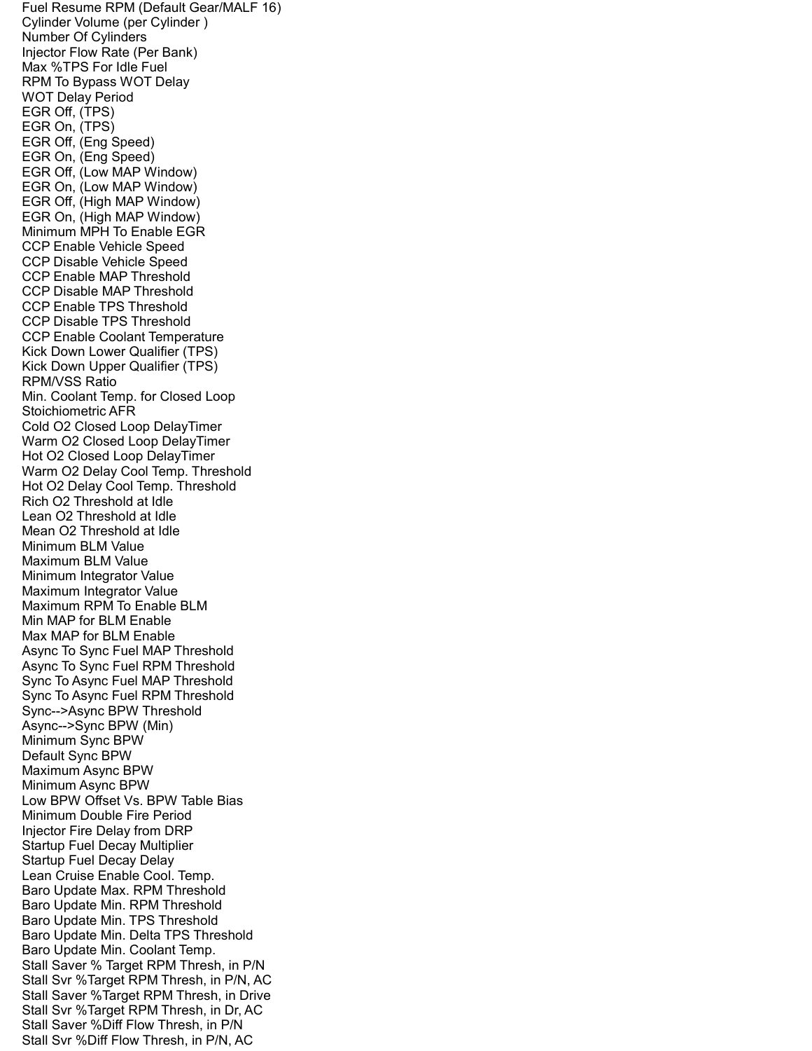Fuel Resume RPM (Default Gear/MALF 16)
Cylinder Volume (per Cylinder )
Number Of Cylinders
Injector Flow Rate (Per Bank)
Max %TPS For Idle Fuel
RPM To Bypass WOT Delay
WOT Delay Period
EGR Off, (TPS)
EGR On, (TPS)
EGR Off, (Eng Speed)
EGR On, (Eng Speed)
EGR Off, (Low MAP Window)
EGR On, (Low MAP Window)
EGR Off, (High MAP Window)
EGR On, (High MAP Window)
Minimum MPH To Enable EGR
CCP Enable Vehicle Speed
CCP Disable Vehicle Speed
CCP Enable MAP Threshold
CCP Disable MAP Threshold
CCP Enable TPS Threshold
CCP Disable TPS Threshold
CCP Enable Coolant Temperature
Kick Down Lower Qualifier (TPS)
Kick Down Upper Qualifier (TPS)
RPM/VSS Ratio
Min. Coolant Temp. for Closed Loop
Stoichiometric AFR
Cold O2 Closed Loop DelayTimer
Warm O2 Closed Loop DelayTimer
Hot O2 Closed Loop DelayTimer
Warm O2 Delay Cool Temp. Threshold
Hot O2 Delay Cool Temp. Threshold
Rich O2 Threshold at Idle
Lean O2 Threshold at Idle
Mean O2 Threshold at Idle
Minimum BLM Value
Maximum BLM Value
Minimum Integrator Value
Maximum Integrator Value
Maximum RPM To Enable BLM
Min MAP for BLM Enable
Max MAP for BLM Enable
Async To Sync Fuel MAP Threshold
Async To Sync Fuel RPM Threshold
Sync To Async Fuel MAP Threshold
Sync To Async Fuel RPM Threshold
Sync-->Async BPW Threshold
Async-->Sync BPW (Min)
Minimum Sync BPW
Default Sync BPW
Maximum Async BPW
Minimum Async BPW
Low BPW Offset Vs. BPW Table Bias
Minimum Double Fire Period
Injector Fire Delay from DRP
Startup Fuel Decay Multiplier
Startup Fuel Decay Delay
Lean Cruise Enable Cool. Temp.
Baro Update Max. RPM Threshold
Baro Update Min. RPM Threshold
Baro Update Min. TPS Threshold
Baro Update Min. Delta TPS Threshold
Baro Update Min. Coolant Temp.
Stall Saver % Target RPM Thresh, in P/N
Stall Svr %Target RPM Thresh, in P/N, AC
Stall Saver %Target RPM Thresh, in Drive
Stall Svr %Target RPM Thresh, in Dr, AC
Stall Saver %Diff Flow Thresh, in P/N
Stall Svr %Diff Flow Thresh, in P/N, AC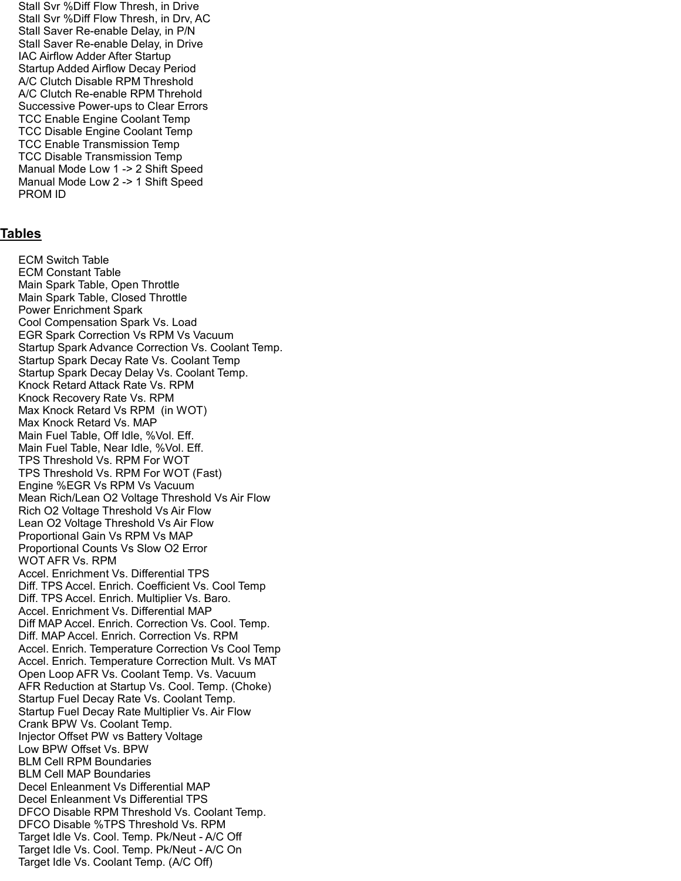Stall Svr %Diff Flow Thresh, in Drive
Stall Svr %Diff Flow Thresh, in Drv, AC
Stall Saver Re-enable Delay, in P/N
Stall Saver Re-enable Delay, in Drive
IAC Airflow Adder After Startup
Startup Added Airflow Decay Period
A/C Clutch Disable RPM Threshold
A/C Clutch Re-enable RPM Threhold
Successive Power-ups to Clear Errors
TCC Enable Engine Coolant Temp
TCC Disable Engine Coolant Temp
TCC Enable Transmission Temp
TCC Disable Transmission Temp
Manual Mode Low 1 -> 2 Shift Speed
Manual Mode Low 2 -> 1 Shift Speed
PROM ID

## Tables

ECM Switch Table
ECM Constant Table
Main Spark Table, Open Throttle
Main Spark Table, Closed Throttle
Power Enrichment Spark
Cool Compensation Spark Vs. Load
EGR Spark Correction Vs RPM Vs Vacuum
Startup Spark Advance Correction Vs. Coolant Temp.
Startup Spark Decay Rate Vs. Coolant Temp
Startup Spark Decay Delay Vs. Coolant Temp.
Knock Retard Attack Rate Vs. RPM
Knock Recovery Rate Vs. RPM
Max Knock Retard Vs RPM (in WOT)
Max Knock Retard Vs. MAP
Main Fuel Table, Off Idle, %Vol. Eff.
Main Fuel Table, Near Idle, %Vol. Eff.
TPS Threshold Vs. RPM For WOT
TPS Threshold Vs. RPM For WOT (Fast)
Engine %EGR Vs RPM Vs Vacuum
Mean Rich/Lean O2 Voltage Threshold Vs Air Flow
Rich O2 Voltage Threshold Vs Air Flow
Lean O2 Voltage Threshold Vs Air Flow
Proportional Gain Vs RPM Vs MAP
Proportional Counts Vs Slow O2 Error
WOT AFR Vs. RPM
Accel. Enrichment Vs. Differential TPS
Diff. TPS Accel. Enrich. Coefficient Vs. Cool Temp
Diff. TPS Accel. Enrich. Multiplier Vs. Baro.
Accel. Enrichment Vs. Differential MAP
Diff MAP Accel. Enrich. Correction Vs. Cool. Temp.
Diff. MAP Accel. Enrich. Correction Vs. RPM
Accel. Enrich. Temperature Correction Vs Cool Temp
Accel. Enrich. Temperature Correction Mult. Vs MAT
Open Loop AFR Vs. Coolant Temp. Vs. Vacuum
AFR Reduction at Startup Vs. Cool. Temp. (Choke)
Startup Fuel Decay Rate Vs. Coolant Temp.
Startup Fuel Decay Rate Multiplier Vs. Air Flow
Crank BPW Vs. Coolant Temp.
Injector Offset PW vs Battery Voltage
Low BPW Offset Vs. BPW
BLM Cell RPM Boundaries
BLM Cell MAP Boundaries
Decel Enleanment Vs Differential MAP
Decel Enleanment Vs Differential TPS
DFCO Disable RPM Threshold Vs. Coolant Temp.
DFCO Disable %TPS Threshold Vs. RPM
Target Idle Vs. Cool. Temp. Pk/Neut - A/C Off
Target Idle Vs. Cool. Temp. Pk/Neut - A/C On
Target Idle Vs. Coolant Temp. (A/C Off)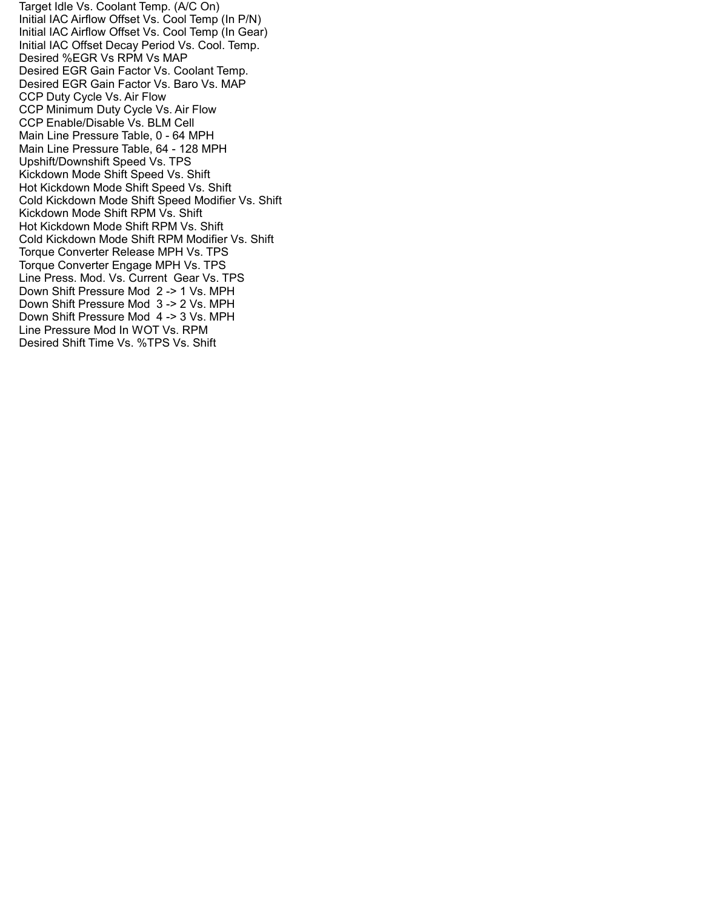Target Idle Vs. Coolant Temp. (A/C On)
Initial IAC Airflow Offset Vs. Cool Temp (In P/N)
Initial IAC Airflow Offset Vs. Cool Temp (In Gear)
Initial IAC Offset Decay Period Vs. Cool. Temp.
Desired %EGR Vs RPM Vs MAP
Desired EGR Gain Factor Vs. Coolant Temp.
Desired EGR Gain Factor Vs. Baro Vs. MAP
CCP Duty Cycle Vs. Air Flow
CCP Minimum Duty Cycle Vs. Air Flow
CCP Enable/Disable Vs. BLM Cell
Main Line Pressure Table, 0 - 64 MPH
Main Line Pressure Table, 64 - 128 MPH
Upshift/Downshift Speed Vs. TPS
Kickdown Mode Shift Speed Vs. Shift
Hot Kickdown Mode Shift Speed Vs. Shift
Cold Kickdown Mode Shift Speed Modifier Vs. Shift
Kickdown Mode Shift RPM Vs. Shift
Hot Kickdown Mode Shift RPM Vs. Shift
Cold Kickdown Mode Shift RPM Modifier Vs. Shift
Torque Converter Release MPH Vs. TPS
Torque Converter Engage MPH Vs. TPS
Line Press. Mod. Vs. Current Gear Vs. TPS
Down Shift Pressure Mod 2 -> 1 Vs. MPH
Down Shift Pressure Mod 3 -> 2 Vs. MPH
Down Shift Pressure Mod 4 -> 3 Vs. MPH
Line Pressure Mod In WOT Vs. RPM
Desired Shift Time Vs. %TPS Vs. Shift